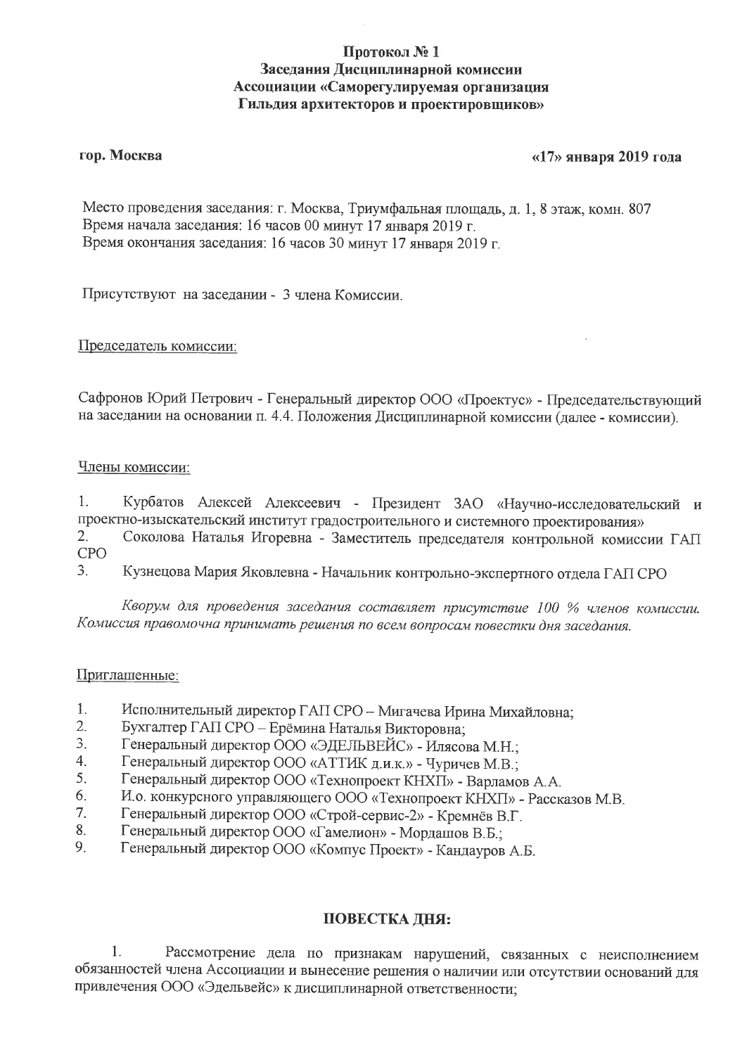# Протокол № 1
## Заседания Дисциплинарной комиссии
## Ассоциации «Саморегулируемая организация
## Гильдия архитекторов и проектировщиков»

**гор. Москва** **«17» января 2019 года**

Место проведения заседания: г. Москва, Триумфальная площадь, д. 1, 8 этаж, комн. 807
Время начала заседания: 16 часов 00 минут 17 января 2019 г.
Время окончания заседания: 16 часов 30 минут 17 января 2019 г.

Присутствуют на заседании - 3 члена Комиссии.

Председатель комиссии:

Сафронов Юрий Петрович - Генеральный директор ООО «Проектус» - Председательствующий на заседании на основании п. 4.4. Положения Дисциплинарной комиссии (далее - комиссии).

Члены комиссии:

1. Курбатов Алексей Алексеевич - Президент ЗАО «Научно-исследовательский и проектно-изыскательский институт градостроительного и системного проектирования»
2. Соколова Наталья Игоревна - Заместитель председателя контрольной комиссии ГАП СРО
3. Кузнецова Мария Яковлевна - Начальник контрольно-экспертного отдела ГАП СРО

*Кворум для проведения заседания составляет присутствие 100 % членов комиссии. Комиссия правомочна принимать решения по всем вопросам повестки дня заседания.*

Приглашенные:

1. Исполнительный директор ГАП СРО – Мигачева Ирина Михайловна;
2. Бухгалтер ГАП СРО – Ерёмина Наталья Викторовна;
3. Генеральный директор ООО «ЭДЕЛЬВЕЙС» - Илясова М.Н.;
4. Генеральный директор ООО «АТТИК д.и.к.» - Чуричев М.В.;
5. Генеральный директор ООО «Технопроект КНХП» - Варламов А.А.
6. И.о. конкурсного управляющего ООО «Технопроект КНХП» - Рассказов М.В.
7. Генеральный директор ООО «Строй-сервис-2» - Кремнёв В.Г.
8. Генеральный директор ООО «Гамелион» - Мордашов В.Б.;
9. Генеральный директор ООО «Компус Проект» - Кандауров А.Б.

## ПОВЕСТКА ДНЯ:

1. Рассмотрение дела по признакам нарушений, связанных с неисполнением обязанностей члена Ассоциации и вынесение решения о наличии или отсутствии оснований для привлечения ООО «Эдельвейс» к дисциплинарной ответственности;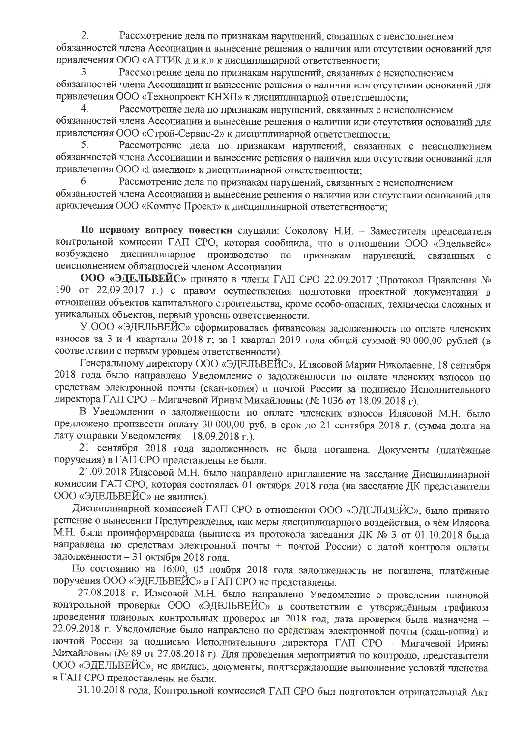2. Рассмотрение дела по признакам нарушений, связанных с неисполнением обязанностей члена Ассоциации и вынесение решения о наличии или отсутствии оснований для привлечения ООО «АТТИК д.и.к.» к дисциплинарной ответственности;

3. Рассмотрение дела по признакам нарушений, связанных с неисполнением обязанностей члена Ассоциации и вынесение решения о наличии или отсутствии оснований для привлечения ООО «Технопроект КНХП» к дисциплинарной ответственности;

4. Рассмотрение дела по признакам нарушений, связанных с неисполнением обязанностей члена Ассоциации и вынесение решения о наличии или отсутствии оснований для привлечения ООО «Строй-Сервис-2» к дисциплинарной ответственности;

5. Рассмотрение дела по признакам нарушений, связанных с неисполнением обязанностей члена Ассоциации и вынесение решения о наличии или отсутствии оснований для привлечения ООО «Гамелион» к дисциплинарной ответственности;

6. Рассмотрение дела по признакам нарушений, связанных с неисполнением обязанностей члена Ассоциации и вынесение решения о наличии или отсутствии оснований для привлечения ООО «Компус Проект» к дисциплинарной ответственности;

**По первому вопросу повестки** слушали: Соколову Н.И. – Заместителя председателя контрольной комиссии ГАП СРО, которая сообщила, что в отношении ООО «Эдельвейс» возбуждено дисциплинарное производство по признакам нарушений, связанных с неисполнением обязанностей членом Ассоциации.

**ООО «ЭДЕЛЬВЕЙС»** принято в члены ГАП СРО 22.09.2017 (Протокол Правления № 190 от 22.09.2017 г.) с правом осуществления подготовки проектной документации в отношении объектов капитального строительства, кроме особо-опасных, технически сложных и уникальных объектов, первый уровень ответственности.

У ООО «ЭДЕЛЬВЕЙС» сформировалась финансовая задолженность по оплате членских взносов за 3 и 4 кварталы 2018 г; за 1 квартал 2019 года общей суммой 90 000,00 рублей (в соответствии с первым уровнем ответственности).

Генеральному директору ООО «ЭДЕЛЬВЕЙС», Илясовой Марии Николаевне, 18 сентября 2018 года было направлено Уведомление о задолженности по оплате членских взносов по средствам электронной почты (скан-копия) и почтой России за подписью Исполнительного директора ГАП СРО – Мигачевой Ирины Михайловны (№ 1036 от 18.09.2018 г).

В Уведомлении о задолженности по оплате членских взносов Илясовой М.Н. было предложено произвести оплату 30 000,00 руб. в срок до 21 сентября 2018 г. (сумма долга на дату отправки Уведомления – 18.09.2018 г.).

21 сентября 2018 года задолженность не была погашена. Документы (платёжные поручения) в ГАП СРО представлены не были.

21.09.2018 Илясовой М.Н. было направлено приглашение на заседание Дисциплинарной комиссии ГАП СРО, которая состоялась 01 октября 2018 года (на заседание ДК представители ООО «ЭДЕЛЬВЕЙС» не явились).

Дисциплинарной комиссией ГАП СРО в отношении ООО «ЭДЕЛЬВЕЙС», было принято решение о вынесении Предупреждения, как меры дисциплинарного воздействия, о чём Илясова М.Н. была проинформирована (выписка из протокола заседания ДК № 3 от 01.10.2018 была направлена по средствам электронной почты + почтой России) с датой контроля оплаты задолженности – 31 октября 2018 года.

По состоянию на 16:00, 05 ноября 2018 года задолженность не погашена, платёжные поручения ООО «ЭДЕЛЬВЕЙС» в ГАП СРО не представлены.

27.08.2018 г. Илясовой М.Н. было направлено Уведомление о проведении плановой контрольной проверки ООО «ЭДЕЛЬВЕЙС» в соответствии с утверждённым графиком проведения плановых контрольных проверок на 2018 год, дата проверки была назначена – 22.09.2018 г. Уведомление было направлено по средствам электронной почты (скан-копия) и почтой России за подписью Исполнительного директора ГАП СРО – Мигачевой Ирины Михайловны (№ 89 от 27.08.2018 г). Для проведения мероприятий по контролю, представители ООО «ЭДЕЛЬВЕЙС», не явились, документы, подтверждающие выполнение условий членства в ГАП СРО предоставлены не были.

31.10.2018 года, Контрольной комиссией ГАП СРО был подготовлен отрицательный Акт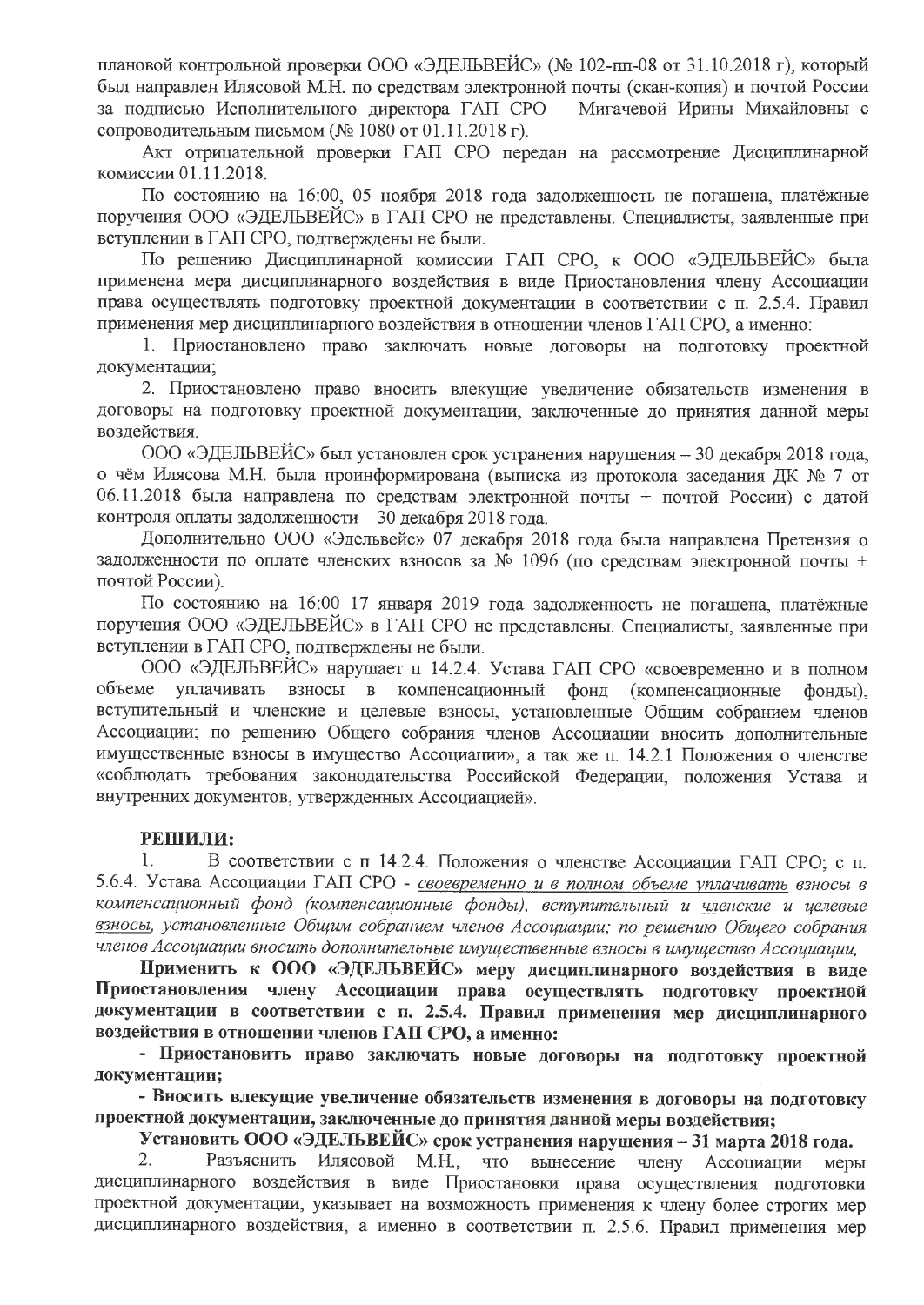плановой контрольной проверки ООО «ЭДЕЛЬВЕЙС» (№ 102-пп-08 от 31.10.2018 г), который был направлен Илясовой М.Н. по средствам электронной почты (скан-копия) и почтой России за подписью Исполнительного директора ГАП СРО – Мигачевой Ирины Михайловны с сопроводительным письмом (№ 1080 от 01.11.2018 г).

Акт отрицательной проверки ГАП СРО передан на рассмотрение Дисциплинарной комиссии 01.11.2018.

По состоянию на 16:00, 05 ноября 2018 года задолженность не погашена, платёжные поручения ООО «ЭДЕЛЬВЕЙС» в ГАП СРО не представлены. Специалисты, заявленные при вступлении в ГАП СРО, подтверждены не были.

По решению Дисциплинарной комиссии ГАП СРО, к ООО «ЭДЕЛЬВЕЙС» была применена мера дисциплинарного воздействия в виде Приостановления члену Ассоциации права осуществлять подготовку проектной документации в соответствии с п. 2.5.4. Правил применения мер дисциплинарного воздействия в отношении членов ГАП СРО, а именно:

1. Приостановлено право заключать новые договоры на подготовку проектной документации;

2. Приостановлено право вносить влекущие увеличение обязательств изменения в договоры на подготовку проектной документации, заключенные до принятия данной меры воздействия.

ООО «ЭДЕЛЬВЕЙС» был установлен срок устранения нарушения – 30 декабря 2018 года, о чём Илясова М.Н. была проинформирована (выписка из протокола заседания ДК № 7 от 06.11.2018 была направлена по средствам электронной почты + почтой России) с датой контроля оплаты задолженности – 30 декабря 2018 года.

Дополнительно ООО «Эдельвейс» 07 декабря 2018 года была направлена Претензия о задолженности по оплате членских взносов за № 1096 (по средствам электронной почты + почтой России).

По состоянию на 16:00 17 января 2019 года задолженность не погашена, платёжные поручения ООО «ЭДЕЛЬВЕЙС» в ГАП СРО не представлены. Специалисты, заявленные при вступлении в ГАП СРО, подтверждены не были.

ООО «ЭДЕЛЬВЕЙС» нарушает п 14.2.4. Устава ГАП СРО «своевременно и в полном объеме уплачивать взносы в компенсационный фонд (компенсационные фонды), вступительный и членские и целевые взносы, установленные Общим собранием членов Ассоциации; по решению Общего собрания членов Ассоциации вносить дополнительные имущественные взносы в имущество Ассоциации», а так же п. 14.2.1 Положения о членстве «соблюдать требования законодательства Российской Федерации, положения Устава и внутренних документов, утвержденных Ассоциацией».

**РЕШИЛИ:**

1. В соответствии с п 14.2.4. Положения о членстве Ассоциации ГАП СРО; с п. 5.6.4. Устава Ассоциации ГАП СРО - *своевременно и в полном объеме уплачивать взносы в компенсационный фонд (компенсационные фонды), вступительный и членские и целевые взносы, установленные Общим собранием членов Ассоциации; по решению Общего собрания членов Ассоциации вносить дополнительные имущественные взносы в имущество Ассоциации,*

**Применить к ООО «ЭДЕЛЬВЕЙС» меру дисциплинарного воздействия в виде Приостановления члену Ассоциации права осуществлять подготовку проектной документации в соответствии с п. 2.5.4. Правил применения мер дисциплинарного воздействия в отношении членов ГАП СРО, а именно:**

**- Приостановить право заключать новые договоры на подготовку проектной документации;**

**- Вносить влекущие увеличение обязательств изменения в договоры на подготовку проектной документации, заключенные до принятия данной меры воздействия;**

**Установить ООО «ЭДЕЛЬВЕЙС» срок устранения нарушения – 31 марта 2018 года.**

2. Разъяснить Илясовой М.Н., что вынесение члену Ассоциации меры дисциплинарного воздействия в виде Приостановки права осуществления подготовки проектной документации, указывает на возможность применения к члену более строгих мер дисциплинарного воздействия, а именно в соответствии п. 2.5.6. Правил применения мер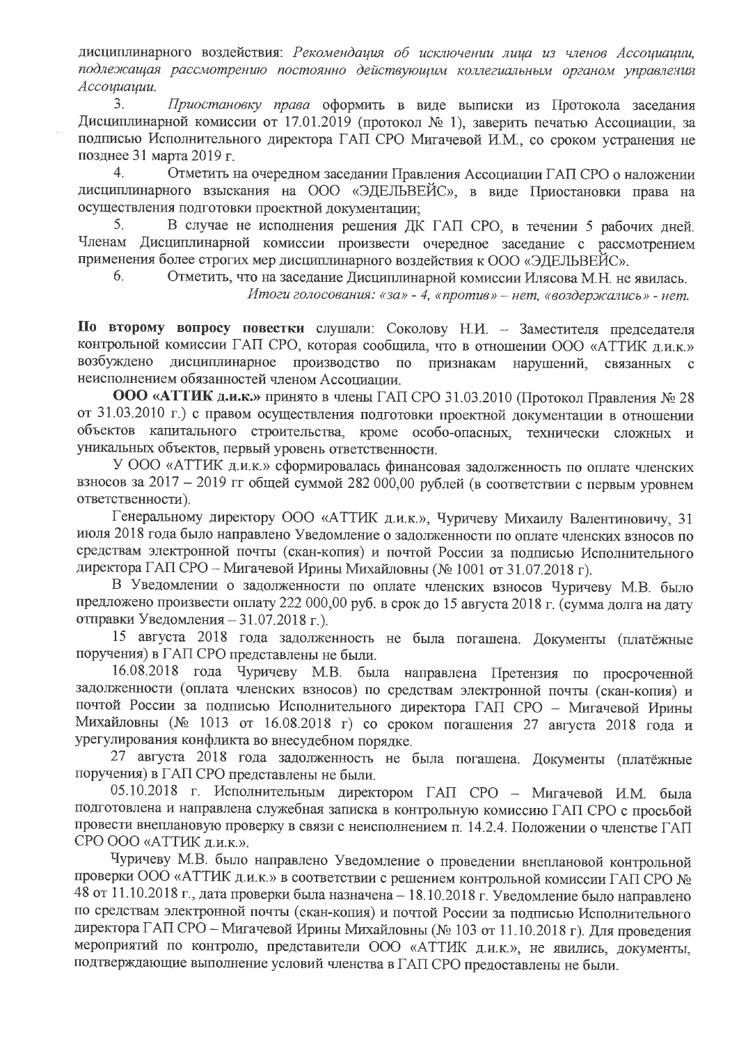дисциплинарного воздействия: *Рекомендация об исключении лица из членов Ассоциации, подлежащая рассмотрению постоянно действующим коллегиальным органом управления Ассоциации.*

3. *Приостановку права* оформить в виде выписки из Протокола заседания Дисциплинарной комиссии от 17.01.2019 (протокол № 1), заверить печатью Ассоциации, за подписью Исполнительного директора ГАП СРО Мигачевой И.М., со сроком устранения не позднее 31 марта 2019 г.

4. Отметить на очередном заседании Правления Ассоциации ГАП СРО о наложении дисциплинарного взыскания на ООО «ЭДЕЛЬВЕЙС», в виде Приостановки права на осуществления подготовки проектной документации;

5. В случае не исполнения решения ДК ГАП СРО, в течении 5 рабочих дней. Членам Дисциплинарной комиссии произвести очередное заседание с рассмотрением применения более строгих мер дисциплинарного воздействия к ООО «ЭДЕЛЬВЕЙС».

6. Отметить, что на заседание Дисциплинарной комиссии Илясова М.Н. не явилась.

*Итоги голосования: «за» - 4, «против» – нет, «воздержались» - нет.*

**По второму вопросу повестки** слушали: Соколову Н.И. – Заместителя председателя контрольной комиссии ГАП СРО, которая сообщила, что в отношении ООО «АТТИК д.и.к.» возбуждено дисциплинарное производство по признакам нарушений, связанных с неисполнением обязанностей членом Ассоциации.

**ООО «АТТИК д.и.к.»** принято в члены ГАП СРО 31.03.2010 (Протокол Правления № 28 от 31.03.2010 г.) с правом осуществления подготовки проектной документации в отношении объектов капитального строительства, кроме особо-опасных, технически сложных и уникальных объектов, первый уровень ответственности.

У ООО «АТТИК д.и.к.» сформировалась финансовая задолженность по оплате членских взносов за 2017 – 2019 гг общей суммой 282 000,00 рублей (в соответствии с первым уровнем ответственности).

Генеральному директору ООО «АТТИК д.и.к.», Чуричеву Михаилу Валентиновичу, 31 июля 2018 года было направлено Уведомление о задолженности по оплате членских взносов по средствам электронной почты (скан-копия) и почтой России за подписью Исполнительного директора ГАП СРО – Мигачевой Ирины Михайловны (№ 1001 от 31.07.2018 г).

В Уведомлении о задолженности по оплате членских взносов Чуричеву М.В. было предложено произвести оплату 222 000,00 руб. в срок до 15 августа 2018 г. (сумма долга на дату отправки Уведомления – 31.07.2018 г.).

15 августа 2018 года задолженность не была погашена. Документы (платёжные поручения) в ГАП СРО представлены не были.

16.08.2018 года Чуричеву М.В. была направлена Претензия по просроченной задолженности (оплата членских взносов) по средствам электронной почты (скан-копия) и почтой России за подписью Исполнительного директора ГАП СРО – Мигачевой Ирины Михайловны (№ 1013 от 16.08.2018 г) со сроком погашения 27 августа 2018 года и урегулирования конфликта во внесудебном порядке.

27 августа 2018 года задолженность не была погашена. Документы (платёжные поручения) в ГАП СРО представлены не были.

05.10.2018 г. Исполнительным директором ГАП СРО – Мигачевой И.М. была подготовлена и направлена служебная записка в контрольную комиссию ГАП СРО с просьбой провести внеплановую проверку в связи с неисполнением п. 14.2.4. Положении о членстве ГАП СРО ООО «АТТИК д.и.к.».

Чуричеву М.В. было направлено Уведомление о проведении внеплановой контрольной проверки ООО «АТТИК д.и.к.» в соответствии с решением контрольной комиссии ГАП СРО № 48 от 11.10.2018 г., дата проверки была назначена – 18.10.2018 г. Уведомление было направлено по средствам электронной почты (скан-копия) и почтой России за подписью Исполнительного директора ГАП СРО – Мигачевой Ирины Михайловны (№ 103 от 11.10.2018 г). Для проведения мероприятий по контролю, представители ООО «АТТИК д.и.к.», не явились, документы, подтверждающие выполнение условий членства в ГАП СРО предоставлены не были.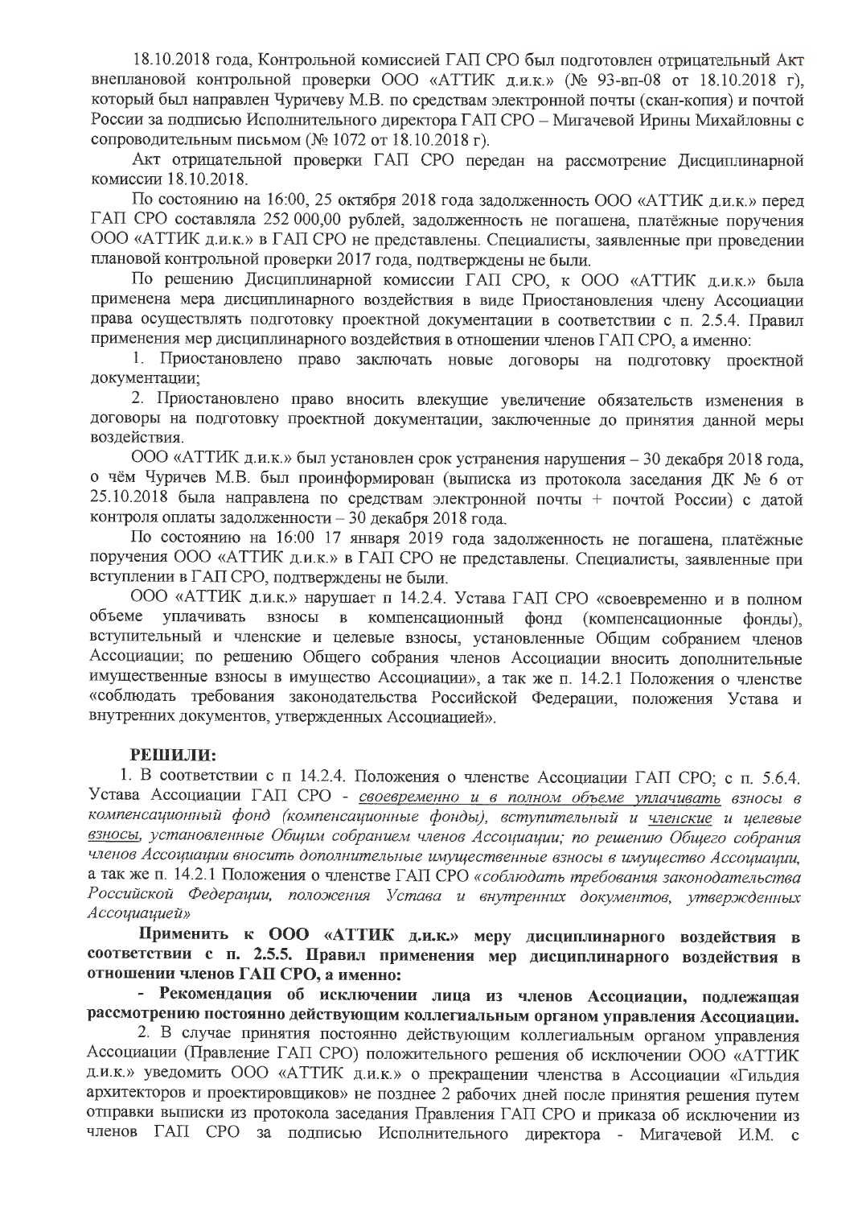18.10.2018 года, Контрольной комиссией ГАП СРО был подготовлен отрицательный Акт внеплановой контрольной проверки ООО «АТТИК д.и.к.» (№ 93-вп-08 от 18.10.2018 г), который был направлен Чуричеву М.В. по средствам электронной почты (скан-копия) и почтой России за подписью Исполнительного директора ГАП СРО – Мигачевой Ирины Михайловны с сопроводительным письмом (№ 1072 от 18.10.2018 г).

Акт отрицательной проверки ГАП СРО передан на рассмотрение Дисциплинарной комиссии 18.10.2018.

По состоянию на 16:00, 25 октября 2018 года задолженность ООО «АТТИК д.и.к.» перед ГАП СРО составляла 252 000,00 рублей, задолженность не погашена, платёжные поручения ООО «АТТИК д.и.к.» в ГАП СРО не представлены. Специалисты, заявленные при проведении плановой контрольной проверки 2017 года, подтверждены не были.

По решению Дисциплинарной комиссии ГАП СРО, к ООО «АТТИК д.и.к.» была применена мера дисциплинарного воздействия в виде Приостановления члену Ассоциации права осуществлять подготовку проектной документации в соответствии с п. 2.5.4. Правил применения мер дисциплинарного воздействия в отношении членов ГАП СРО, а именно:

1. Приостановлено право заключать новые договоры на подготовку проектной документации;
2. Приостановлено право вносить влекущие увеличение обязательств изменения в договоры на подготовку проектной документации, заключенные до принятия данной меры воздействия.

ООО «АТТИК д.и.к.» был установлен срок устранения нарушения – 30 декабря 2018 года, о чём Чуричев М.В. был проинформирован (выписка из протокола заседания ДК № 6 от 25.10.2018 была направлена по средствам электронной почты + почтой России) с датой контроля оплаты задолженности – 30 декабря 2018 года.

По состоянию на 16:00 17 января 2019 года задолженность не погашена, платёжные поручения ООО «АТТИК д.и.к.» в ГАП СРО не представлены. Специалисты, заявленные при вступлении в ГАП СРО, подтверждены не были.

ООО «АТТИК д.и.к.» нарушает п 14.2.4. Устава ГАП СРО «своевременно и в полном объеме уплачивать взносы в компенсационный фонд (компенсационные фонды), вступительный и членские и целевые взносы, установленные Общим собранием членов Ассоциации; по решению Общего собрания членов Ассоциации вносить дополнительные имущественные взносы в имущество Ассоциации», а так же п. 14.2.1 Положения о членстве «соблюдать требования законодательства Российской Федерации, положения Устава и внутренних документов, утвержденных Ассоциацией».

**РЕШИЛИ:**

1. В соответствии с п 14.2.4. Положения о членстве Ассоциации ГАП СРО; с п. 5.6.4. Устава Ассоциации ГАП СРО - *своевременно и в полном объеме уплачивать взносы в компенсационный фонд (компенсационные фонды), вступительный и членские и целевые взносы, установленные Общим собранием членов Ассоциации; по решению Общего собрания членов Ассоциации вносить дополнительные имущественные взносы в имущество Ассоциации,* а так же п. 14.2.1 Положения о членстве ГАП СРО *«соблюдать требования законодательства Российской Федерации, положения Устава и внутренних документов, утвержденных Ассоциацией»*

**Применить к ООО «АТТИК д.и.к.» меру дисциплинарного воздействия в соответствии с п. 2.5.5. Правил применения мер дисциплинарного воздействия в отношении членов ГАП СРО, а именно:**

**- Рекомендация об исключении лица из членов Ассоциации, подлежащая рассмотрению постоянно действующим коллегиальным органом управления Ассоциации.**

2. В случае принятия постоянно действующим коллегиальным органом управления Ассоциации (Правление ГАП СРО) положительного решения об исключении ООО «АТТИК д.и.к.» уведомить ООО «АТТИК д.и.к.» о прекращении членства в Ассоциации «Гильдия архитекторов и проектировщиков» не позднее 2 рабочих дней после принятия решения путем отправки выписки из протокола заседания Правления ГАП СРО и приказа об исключении из членов ГАП СРО за подписью Исполнительного директора - Мигачевой И.М. с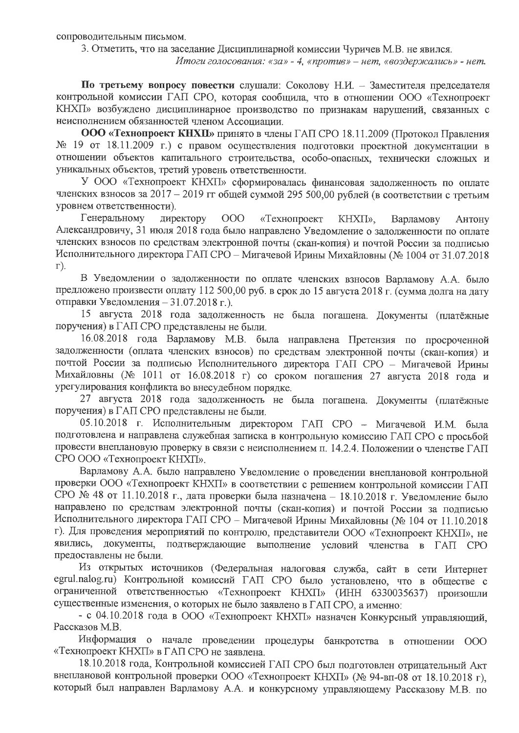сопроводительным письмом.

3. Отметить, что на заседание Дисциплинарной комиссии Чуричев М.В. не явился.

*Итоги голосования: «за» - 4, «против» – нет, «воздержались» - нет.*

**По третьему вопросу повестки** слушали: Соколову Н.И. – Заместителя председателя контрольной комиссии ГАП СРО, которая сообщила, что в отношении ООО «Технопроект КНХП» возбуждено дисциплинарное производство по признакам нарушений, связанных с неисполнением обязанностей членом Ассоциации.

**ООО «Технопроект КНХП»** принято в члены ГАП СРО 18.11.2009 (Протокол Правления № 19 от 18.11.2009 г.) с правом осуществления подготовки проектной документации в отношении объектов капитального строительства, особо-опасных, технически сложных и уникальных объектов, третий уровень ответственности.

У ООО «Технопроект КНХП» сформировалась финансовая задолженность по оплате членских взносов за 2017 – 2019 гг общей суммой 295 500,00 рублей (в соответствии с третьим уровнем ответственности).

Генеральному директору ООО «Технопроект КНХП», Варламову Антону Александровичу, 31 июля 2018 года было направлено Уведомление о задолженности по оплате членских взносов по средствам электронной почты (скан-копия) и почтой России за подписью Исполнительного директора ГАП СРО – Мигачевой Ирины Михайловны (№ 1004 от 31.07.2018 г).

В Уведомлении о задолженности по оплате членских взносов Варламову А.А. было предложено произвести оплату 112 500,00 руб. в срок до 15 августа 2018 г. (сумма долга на дату отправки Уведомления – 31.07.2018 г.).

15 августа 2018 года задолженность не была погашена. Документы (платёжные поручения) в ГАП СРО представлены не были.

16.08.2018 года Варламову М.В. была направлена Претензия по просроченной задолженности (оплата членских взносов) по средствам электронной почты (скан-копия) и почтой России за подписью Исполнительного директора ГАП СРО – Мигачевой Ирины Михайловны (№ 1011 от 16.08.2018 г) со сроком погашения 27 августа 2018 года и урегулирования конфликта во внесудебном порядке.

27 августа 2018 года задолженность не была погашена. Документы (платёжные поручения) в ГАП СРО представлены не были.

05.10.2018 г. Исполнительным директором ГАП СРО – Мигачевой И.М. была подготовлена и направлена служебная записка в контрольную комиссию ГАП СРО с просьбой провести внеплановую проверку в связи с неисполнением п. 14.2.4. Положении о членстве ГАП СРО ООО «Технопроект КНХП».

Варламову А.А. было направлено Уведомление о проведении внеплановой контрольной проверки ООО «Технопроект КНХП» в соответствии с решением контрольной комиссии ГАП СРО № 48 от 11.10.2018 г., дата проверки была назначена – 18.10.2018 г. Уведомление было направлено по средствам электронной почты (скан-копия) и почтой России за подписью Исполнительного директора ГАП СРО – Мигачевой Ирины Михайловны (№ 104 от 11.10.2018 г). Для проведения мероприятий по контролю, представители ООО «Технопроект КНХП», не явились, документы, подтверждающие выполнение условий членства в ГАП СРО предоставлены не были.

Из открытых источников (Федеральная налоговая служба, сайт в сети Интернет egrul.nalog.ru) Контрольной комиссий ГАП СРО было установлено, что в обществе с ограниченной ответственностью «Технопроект КНХП» (ИНН 6330035637) произошли существенные изменения, о которых не было заявлено в ГАП СРО, а именно:

- с 04.10.2018 года в ООО «Технопроект КНХП» назначен Конкурсный управляющий, Рассказов М.В.

Информация о начале проведении процедуры банкротства в отношении ООО «Технопроект КНХП» в ГАП СРО не заявлена.

18.10.2018 года, Контрольной комиссией ГАП СРО был подготовлен отрицательный Акт внеплановой контрольной проверки ООО «Технопроект КНХП» (№ 94-вп-08 от 18.10.2018 г), который был направлен Варламову А.А. и конкурсному управляющему Рассказову М.В. по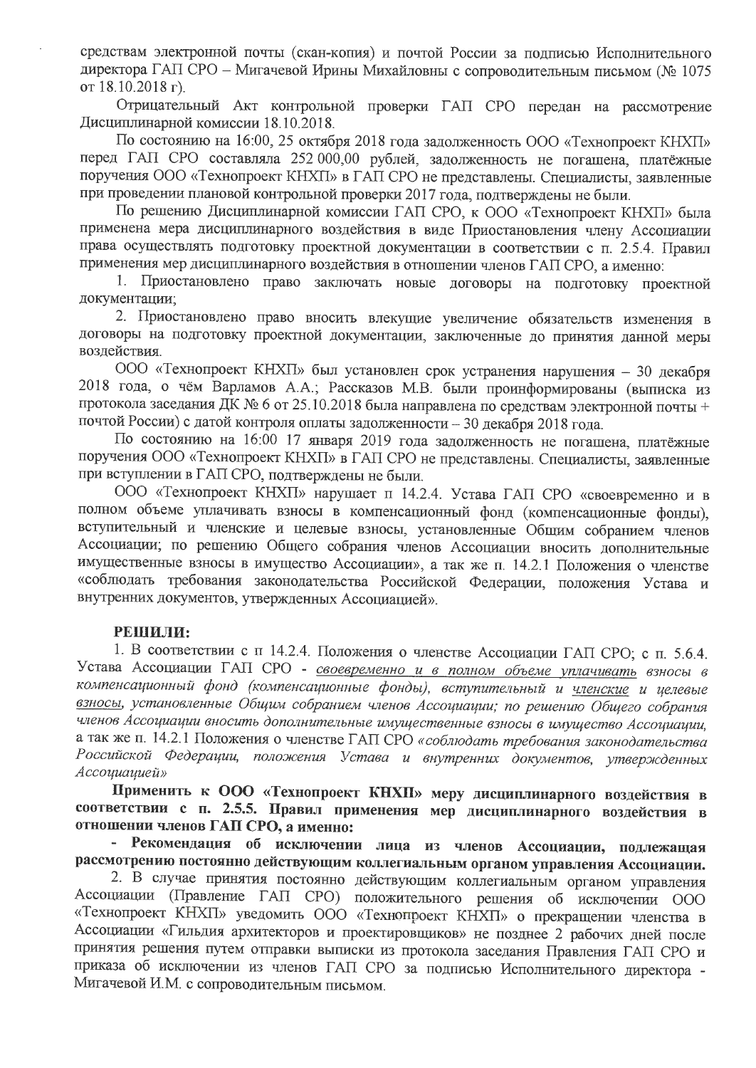средствам электронной почты (скан-копия) и почтой России за подписью Исполнительного директора ГАП СРО – Мигачевой Ирины Михайловны с сопроводительным письмом (№ 1075 от 18.10.2018 г).

Отрицательный Акт контрольной проверки ГАП СРО передан на рассмотрение Дисциплинарной комиссии 18.10.2018.

По состоянию на 16:00, 25 октября 2018 года задолженность ООО «Технопроект КНХП» перед ГАП СРО составляла 252 000,00 рублей, задолженность не погашена, платёжные поручения ООО «Технопроект КНХП» в ГАП СРО не представлены. Специалисты, заявленные при проведении плановой контрольной проверки 2017 года, подтверждены не были.

По решению Дисциплинарной комиссии ГАП СРО, к ООО «Технопроект КНХП» была применена мера дисциплинарного воздействия в виде Приостановления члену Ассоциации права осуществлять подготовку проектной документации в соответствии с п. 2.5.4. Правил применения мер дисциплинарного воздействия в отношении членов ГАП СРО, а именно:

1. Приостановлено право заключать новые договоры на подготовку проектной документации;
2. Приостановлено право вносить влекущие увеличение обязательств изменения в договоры на подготовку проектной документации, заключенные до принятия данной меры воздействия.

ООО «Технопроект КНХП» был установлен срок устранения нарушения – 30 декабря 2018 года, о чём Варламов А.А.; Рассказов М.В. были проинформированы (выписка из протокола заседания ДК № 6 от 25.10.2018 была направлена по средствам электронной почты + почтой России) с датой контроля оплаты задолженности – 30 декабря 2018 года.

По состоянию на 16:00 17 января 2019 года задолженность не погашена, платёжные поручения ООО «Технопроект КНХП» в ГАП СРО не представлены. Специалисты, заявленные при вступлении в ГАП СРО, подтверждены не были.

ООО «Технопроект КНХП» нарушает п 14.2.4. Устава ГАП СРО «своевременно и в полном объеме уплачивать взносы в компенсационный фонд (компенсационные фонды), вступительный и членские и целевые взносы, установленные Общим собранием членов Ассоциации; по решению Общего собрания членов Ассоциации вносить дополнительные имущественные взносы в имущество Ассоциации», а так же п. 14.2.1 Положения о членстве «соблюдать требования законодательства Российской Федерации, положения Устава и внутренних документов, утвержденных Ассоциацией».

**РЕШИЛИ:**

1. В соответствии с п 14.2.4. Положения о членстве Ассоциации ГАП СРО; с п. 5.6.4. Устава Ассоциации ГАП СРО - *своевременно и в полном объеме уплачивать взносы в компенсационный фонд (компенсационные фонды), вступительный и членские и целевые взносы, установленные Общим собранием членов Ассоциации; по решению Общего собрания членов Ассоциации вносить дополнительные имущественные взносы в имущество Ассоциации*, а так же п. 14.2.1 Положения о членстве ГАП СРО *«соблюдать требования законодательства Российской Федерации, положения Устава и внутренних документов, утвержденных Ассоциацией»*

**Применить к ООО «Технопроект КНХП» меру дисциплинарного воздействия в соответствии с п. 2.5.5. Правил применения мер дисциплинарного воздействия в отношении членов ГАП СРО, а именно:**

**- Рекомендация об исключении лица из членов Ассоциации, подлежащая рассмотрению постоянно действующим коллегиальным органом управления Ассоциации.**

2. В случае принятия постоянно действующим коллегиальным органом управления Ассоциации (Правление ГАП СРО) положительного решения об исключении ООО «Технопроект КНХП» уведомить ООО «Технопроект КНХП» о прекращении членства в Ассоциации «Гильдия архитекторов и проектировщиков» не позднее 2 рабочих дней после принятия решения путем отправки выписки из протокола заседания Правления ГАП СРО и приказа об исключении из членов ГАП СРО за подписью Исполнительного директора - Мигачевой И.М. с сопроводительным письмом.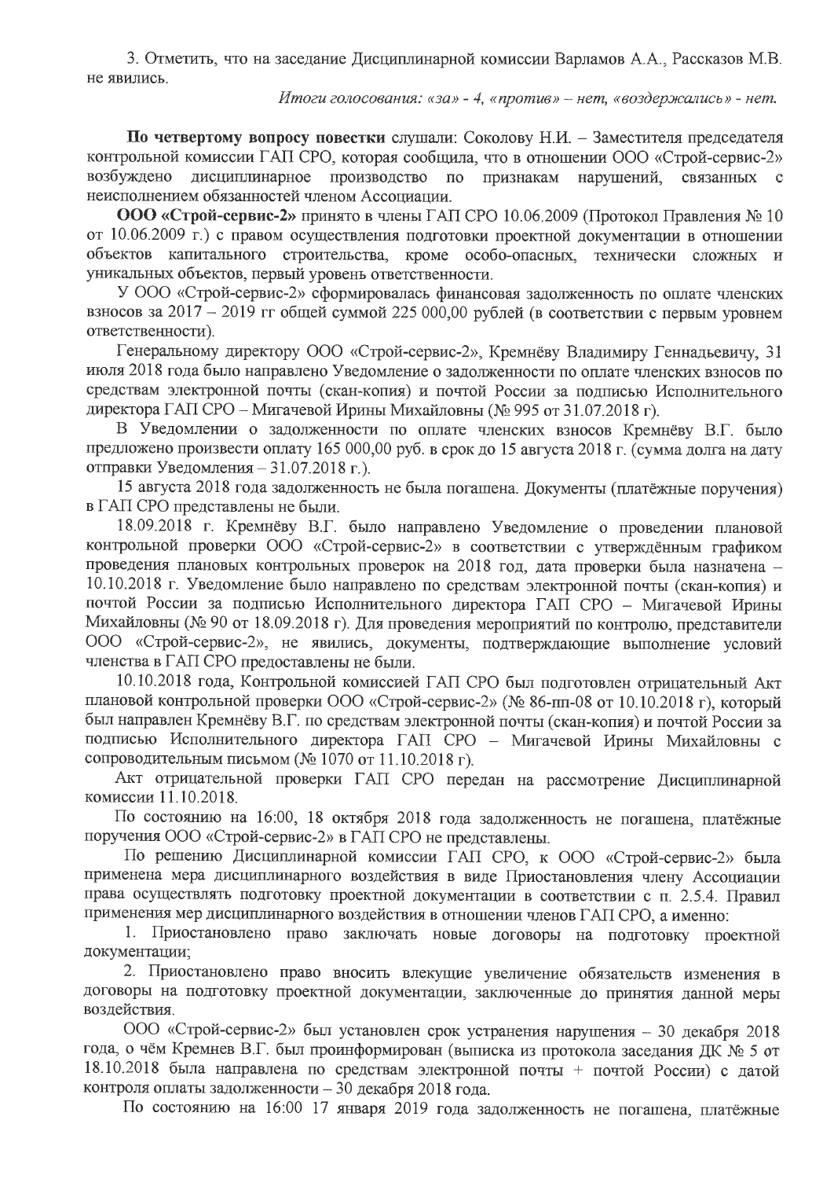3. Отметить, что на заседание Дисциплинарной комиссии Варламов А.А., Рассказов М.В. не явились.

*Итоги голосования: «за» - 4, «против» – нет, «воздержались» - нет.*

**По четвертому вопросу повестки** слушали: Соколову Н.И. – Заместителя председателя контрольной комиссии ГАП СРО, которая сообщила, что в отношении ООО «Строй-сервис-2» возбуждено дисциплинарное производство по признакам нарушений, связанных с неисполнением обязанностей членом Ассоциации.

**ООО «Строй-сервис-2»** принято в члены ГАП СРО 10.06.2009 (Протокол Правления № 10 от 10.06.2009 г.) с правом осуществления подготовки проектной документации в отношении объектов капитального строительства, кроме особо-опасных, технически сложных и уникальных объектов, первый уровень ответственности.

У ООО «Строй-сервис-2» сформировалась финансовая задолженность по оплате членских взносов за 2017 – 2019 гг общей суммой 225 000,00 рублей (в соответствии с первым уровнем ответственности).

Генеральному директору ООО «Строй-сервис-2», Кремнёву Владимиру Геннадьевичу, 31 июля 2018 года было направлено Уведомление о задолженности по оплате членских взносов по средствам электронной почты (скан-копия) и почтой России за подписью Исполнительного директора ГАП СРО – Мигачевой Ирины Михайловны (№ 995 от 31.07.2018 г).

В Уведомлении о задолженности по оплате членских взносов Кремнёву В.Г. было предложено произвести оплату 165 000,00 руб. в срок до 15 августа 2018 г. (сумма долга на дату отправки Уведомления – 31.07.2018 г.).

15 августа 2018 года задолженность не была погашена. Документы (платёжные поручения) в ГАП СРО представлены не были.

18.09.2018 г. Кремнёву В.Г. было направлено Уведомление о проведении плановой контрольной проверки ООО «Строй-сервис-2» в соответствии с утверждённым графиком проведения плановых контрольных проверок на 2018 год, дата проверки была назначена – 10.10.2018 г. Уведомление было направлено по средствам электронной почты (скан-копия) и почтой России за подписью Исполнительного директора ГАП СРО – Мигачевой Ирины Михайловны (№ 90 от 18.09.2018 г). Для проведения мероприятий по контролю, представители ООО «Строй-сервис-2», не явились, документы, подтверждающие выполнение условий членства в ГАП СРО предоставлены не были.

10.10.2018 года, Контрольной комиссией ГАП СРО был подготовлен отрицательный Акт плановой контрольной проверки ООО «Строй-сервис-2» (№ 86-пп-08 от 10.10.2018 г), который был направлен Кремнёву В.Г. по средствам электронной почты (скан-копия) и почтой России за подписью Исполнительного директора ГАП СРО – Мигачевой Ирины Михайловны с сопроводительным письмом (№ 1070 от 11.10.2018 г).

Акт отрицательной проверки ГАП СРО передан на рассмотрение Дисциплинарной комиссии 11.10.2018.

По состоянию на 16:00, 18 октября 2018 года задолженность не погашена, платёжные поручения ООО «Строй-сервис-2» в ГАП СРО не представлены.

По решению Дисциплинарной комиссии ГАП СРО, к ООО «Строй-сервис-2» была применена мера дисциплинарного воздействия в виде Приостановления члену Ассоциации права осуществлять подготовку проектной документации в соответствии с п. 2.5.4. Правил применения мер дисциплинарного воздействия в отношении членов ГАП СРО, а именно:

1. Приостановлено право заключать новые договоры на подготовку проектной документации;
2. Приостановлено право вносить влекущие увеличение обязательств изменения в договоры на подготовку проектной документации, заключенные до принятия данной меры воздействия.

ООО «Строй-сервис-2» был установлен срок устранения нарушения – 30 декабря 2018 года, о чём Кремнев В.Г. был проинформирован (выписка из протокола заседания ДК № 5 от 18.10.2018 была направлена по средствам электронной почты + почтой России) с датой контроля оплаты задолженности – 30 декабря 2018 года.

По состоянию на 16:00 17 января 2019 года задолженность не погашена, платёжные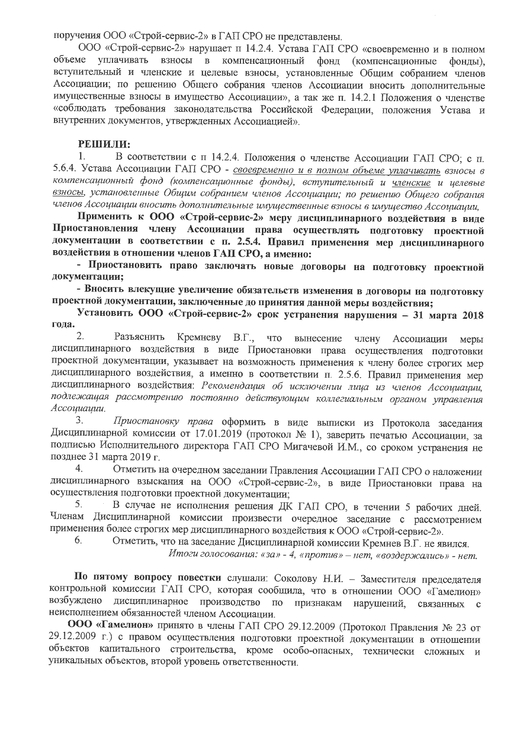поручения ООО «Строй-сервис-2» в ГАП СРО не представлены.

ООО «Строй-сервис-2» нарушает п 14.2.4. Устава ГАП СРО «своевременно и в полном объеме уплачивать взносы в компенсационный фонд (компенсационные фонды), вступительный и членские и целевые взносы, установленные Общим собранием членов Ассоциации; по решению Общего собрания членов Ассоциации вносить дополнительные имущественные взносы в имущество Ассоциации», а так же п. 14.2.1 Положения о членстве «соблюдать требования законодательства Российской Федерации, положения Устава и внутренних документов, утвержденных Ассоциацией».

**РЕШИЛИ:**

1. В соответствии с п 14.2.4. Положения о членстве Ассоциации ГАП СРО; с п. 5.6.4. Устава Ассоциации ГАП СРО - *своевременно и в полном объеме уплачивать взносы в компенсационный фонд (компенсационные фонды), вступительный и членские и целевые взносы, установленные Общим собранием членов Ассоциации; по решению Общего собрания членов Ассоциации вносить дополнительные имущественные взносы в имущество Ассоциации,*

**Применить к ООО «Строй-сервис-2» меру дисциплинарного воздействия в виде Приостановления члену Ассоциации права осуществлять подготовку проектной документации в соответствии с п. 2.5.4. Правил применения мер дисциплинарного воздействия в отношении членов ГАП СРО, а именно:**

**- Приостановить право заключать новые договоры на подготовку проектной документации;**

**- Вносить влекущие увеличение обязательств изменения в договоры на подготовку проектной документации, заключенные до принятия данной меры воздействия;**

**Установить ООО «Строй-сервис-2» срок устранения нарушения – 31 марта 2018 года.**

2. Разъяснить Кремневу В.Г., что вынесение члену Ассоциации меры дисциплинарного воздействия в виде Приостановки права осуществления подготовки проектной документации, указывает на возможность применения к члену более строгих мер дисциплинарного воздействия, а именно в соответствии п. 2.5.6. Правил применения мер дисциплинарного воздействия: *Рекомендация об исключении лица из членов Ассоциации, подлежащая рассмотрению постоянно действующим коллегиальным органом управления Ассоциации.*

3. *Приостановку права* оформить в виде выписки из Протокола заседания Дисциплинарной комиссии от 17.01.2019 (протокол № 1), заверить печатью Ассоциации, за подписью Исполнительного директора ГАП СРО Мигачевой И.М., со сроком устранения не позднее 31 марта 2019 г.

4. Отметить на очередном заседании Правления Ассоциации ГАП СРО о наложении дисциплинарного взыскания на ООО «Строй-сервис-2», в виде Приостановки права на осуществления подготовки проектной документации;

5. В случае не исполнения решения ДК ГАП СРО, в течении 5 рабочих дней. Членам Дисциплинарной комиссии произвести очередное заседание с рассмотрением применения более строгих мер дисциплинарного воздействия к ООО «Строй-сервис-2».

6. Отметить, что на заседание Дисциплинарной комиссии Кремнев В.Г. не явился.

*Итоги голосования: «за» - 4, «против» – нет, «воздержались» - нет.*

**По пятому вопросу повестки** слушали: Соколову Н.И. – Заместителя председателя контрольной комиссии ГАП СРО, которая сообщила, что в отношении ООО «Гамелион» возбуждено дисциплинарное производство по признакам нарушений, связанных с неисполнением обязанностей членом Ассоциации.

**ООО «Гамелион»** принято в члены ГАП СРО 29.12.2009 (Протокол Правления № 23 от 29.12.2009 г.) с правом осуществления подготовки проектной документации в отношении объектов капитального строительства, кроме особо-опасных, технически сложных и уникальных объектов, второй уровень ответственности.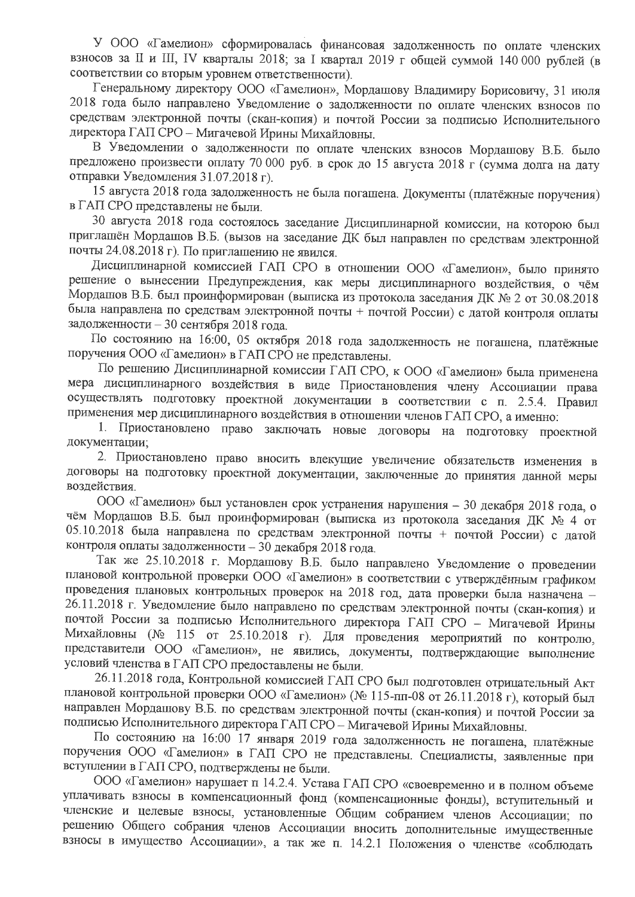У ООО «Гамелион» сформировалась финансовая задолженность по оплате членских взносов за II и III, IV кварталы 2018; за I квартал 2019 г общей суммой 140 000 рублей (в соответствии со вторым уровнем ответственности).

Генеральному директору ООО «Гамелион», Мордашову Владимиру Борисовичу, 31 июля 2018 года было направлено Уведомление о задолженности по оплате членских взносов по средствам электронной почты (скан-копия) и почтой России за подписью Исполнительного директора ГАП СРО – Мигачевой Ирины Михайловны.

В Уведомлении о задолженности по оплате членских взносов Мордашову В.Б. было предложено произвести оплату 70 000 руб. в срок до 15 августа 2018 г (сумма долга на дату отправки Уведомления 31.07.2018 г).

15 августа 2018 года задолженность не была погашена. Документы (платёжные поручения) в ГАП СРО представлены не были.

30 августа 2018 года состоялось заседание Дисциплинарной комиссии, на которою был приглашён Мордашов В.Б. (вызов на заседание ДК был направлен по средствам электронной почты 24.08.2018 г). По приглашению не явился.

Дисциплинарной комиссией ГАП СРО в отношении ООО «Гамелион», было принято решение о вынесении Предупреждения, как меры дисциплинарного воздействия, о чём Мордашов В.Б. был проинформирован (выписка из протокола заседания ДК № 2 от 30.08.2018 была направлена по средствам электронной почты + почтой России) с датой контроля оплаты задолженности – 30 сентября 2018 года.

По состоянию на 16:00, 05 октября 2018 года задолженность не погашена, платёжные поручения ООО «Гамелион» в ГАП СРО не представлены.

По решению Дисциплинарной комиссии ГАП СРО, к ООО «Гамелион» была применена мера дисциплинарного воздействия в виде Приостановления члену Ассоциации права осуществлять подготовку проектной документации в соответствии с п. 2.5.4. Правил применения мер дисциплинарного воздействия в отношении членов ГАП СРО, а именно:

1. Приостановлено право заключать новые договоры на подготовку проектной документации;
2. Приостановлено право вносить влекущие увеличение обязательств изменения в договоры на подготовку проектной документации, заключенные до принятия данной меры воздействия.

ООО «Гамелион» был установлен срок устранения нарушения – 30 декабря 2018 года, о чём Мордашов В.Б. был проинформирован (выписка из протокола заседания ДК № 4 от 05.10.2018 была направлена по средствам электронной почты + почтой России) с датой контроля оплаты задолженности – 30 декабря 2018 года.

Так же 25.10.2018 г. Мордашову В.Б. было направлено Уведомление о проведении плановой контрольной проверки ООО «Гамелион» в соответствии с утверждённым графиком проведения плановых контрольных проверок на 2018 год, дата проверки была назначена – 26.11.2018 г. Уведомление было направлено по средствам электронной почты (скан-копия) и почтой России за подписью Исполнительного директора ГАП СРО – Мигачевой Ирины Михайловны (№ 115 от 25.10.2018 г). Для проведения мероприятий по контролю, представители ООО «Гамелион», не явились, документы подтверждающие выполнение условий членства в ГАП СРО предоставлены не были.

26.11.2018 года, Контрольной комиссией ГАП СРО был подготовлен отрицательный Акт плановой контрольной проверки ООО «Гамелион» (№ 115-пп-08 от 26.11.2018 г), который был направлен Мордашову В.Б. по средствам электронной почты (скан-копия) и почтой России за подписью Исполнительного директора ГАП СРО – Мигачевой Ирины Михайловны.

По состоянию на 16:00 17 января 2019 года задолженность не погашена, платёжные поручения ООО «Гамелион» в ГАП СРО не представлены. Специалисты, заявленные при вступлении в ГАП СРО, подтверждены не были.

ООО «Гамелион» нарушает п 14.2.4. Устава ГАП СРО «своевременно и в полном объеме уплачивать взносы в компенсационный фонд (компенсационные фонды), вступительный и членские и целевые взносы, установленные Общим собранием членов Ассоциации; по решению Общего собрания членов Ассоциации вносить дополнительные имущественные взносы в имущество Ассоциации», а так же п. 14.2.1 Положения о членстве «соблюдать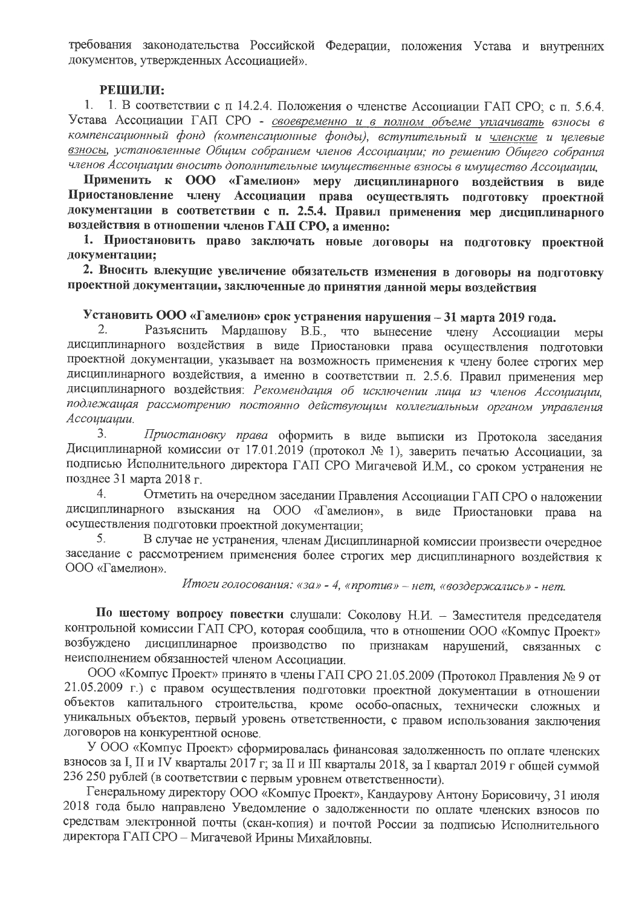требования законодательства Российской Федерации, положения Устава и внутренних документов, утвержденных Ассоциацией».

**РЕШИЛИ:**

1. 1. В соответствии с п 14.2.4. Положения о членстве Ассоциации ГАП СРО; с п. 5.6.4. Устава Ассоциации ГАП СРО - *своевременно и в полном объеме уплачивать взносы в компенсационный фонд (компенсационные фонды), вступительный и членские и целевые взносы, установленные Общим собранием членов Ассоциации; по решению Общего собрания членов Ассоциации вносить дополнительные имущественные взносы в имущество Ассоциации,*

**Применить к ООО «Гамелион» меру дисциплинарного воздействия в виде Приостановление члену Ассоциации права осуществлять подготовку проектной документации в соответствии с п. 2.5.4. Правил применения мер дисциплинарного воздействия в отношении членов ГАП СРО, а именно:**

**1. Приостановить право заключать новые договоры на подготовку проектной документации;**

**2. Вносить влекущие увеличение обязательств изменения в договоры на подготовку проектной документации, заключенные до принятия данной меры воздействия**

**Установить ООО «Гамелион» срок устранения нарушения – 31 марта 2019 года.**

2. Разъяснить Мардашову В.Б., что вынесение члену Ассоциации меры дисциплинарного воздействия в виде Приостановки права осуществления подготовки проектной документации, указывает на возможность применения к члену более строгих мер дисциплинарного воздействия, а именно в соответствии п. 2.5.6. Правил применения мер дисциплинарного воздействия: *Рекомендация об исключении лица из членов Ассоциации, подлежащая рассмотрению постоянно действующим коллегиальным органом управления Ассоциации.*

3. *Приостановку права* оформить в виде выписки из Протокола заседания Дисциплинарной комиссии от 17.01.2019 (протокол № 1), заверить печатью Ассоциации, за подписью Исполнительного директора ГАП СРО Мигачевой И.М., со сроком устранения не позднее 31 марта 2018 г.

4. Отметить на очередном заседании Правления Ассоциации ГАП СРО о наложении дисциплинарного взыскания на ООО «Гамелион», в виде Приостановки права на осуществления подготовки проектной документации;

5. В случае не устранения, членам Дисциплинарной комиссии произвести очередное заседание с рассмотрением применения более строгих мер дисциплинарного воздействия к ООО «Гамелион».

*Итоги голосования: «за» - 4, «против» – нет, «воздержались» - нет.*

**По шестому вопросу повестки** слушали: Соколову Н.И. – Заместителя председателя контрольной комиссии ГАП СРО, которая сообщила, что в отношении ООО «Компус Проект» возбуждено дисциплинарное производство по признакам нарушений, связанных с неисполнением обязанностей членом Ассоциации.

ООО «Компус Проект» принято в члены ГАП СРО 21.05.2009 (Протокол Правления № 9 от 21.05.2009 г.) с правом осуществления подготовки проектной документации в отношении объектов капитального строительства, кроме особо-опасных, технически сложных и уникальных объектов, первый уровень ответственности, с правом использования заключения договоров на конкурентной основе.

У ООО «Компус Проект» сформировалась финансовая задолженность по оплате членских взносов за I, II и IV кварталы 2017 г; за II и III кварталы 2018, за I квартал 2019 г общей суммой 236 250 рублей (в соответствии с первым уровнем ответственности).

Генеральному директору ООО «Компус Проект», Кандаурову Антону Борисовичу, 31 июля 2018 года было направлено Уведомление о задолженности по оплате членских взносов по средствам электронной почты (скан-копия) и почтой России за подписью Исполнительного директора ГАП СРО – Мигачевой Ирины Михайловны.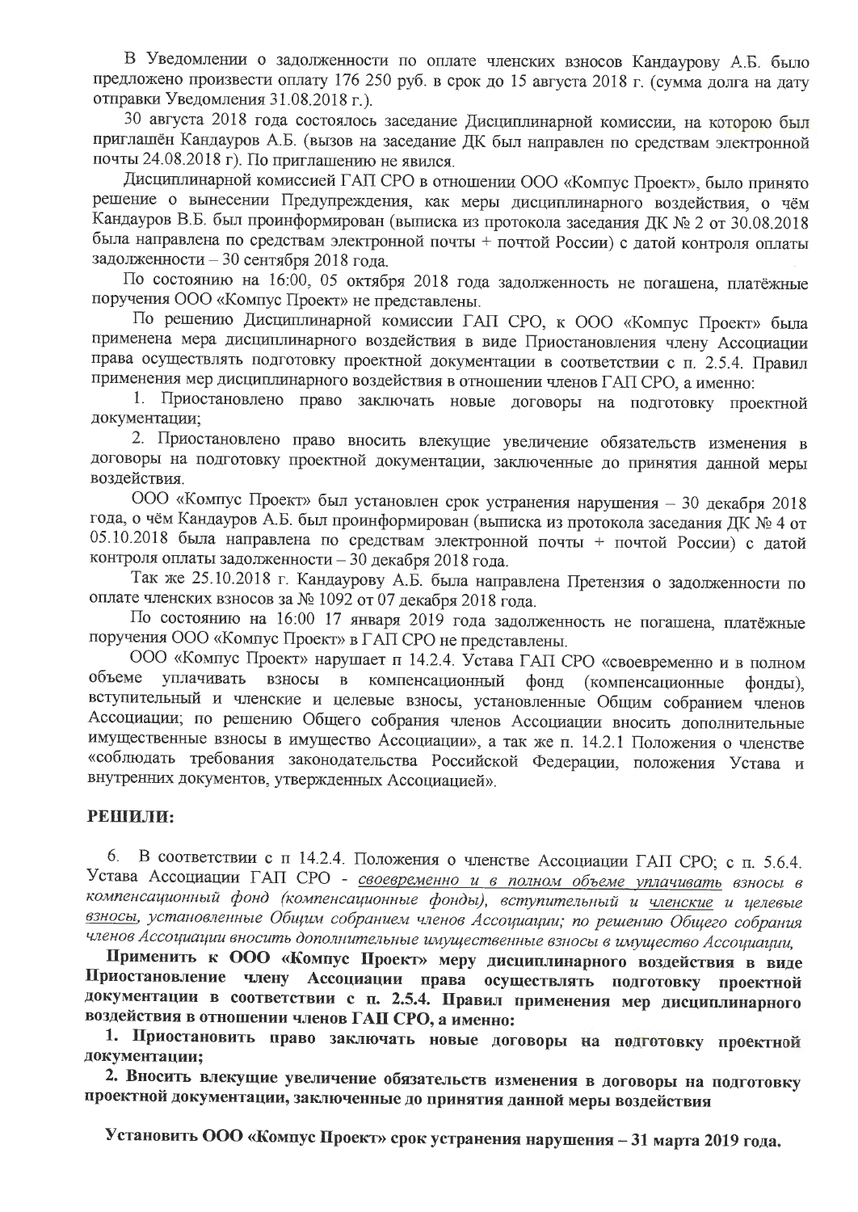В Уведомлении о задолженности по оплате членских взносов Кандаурову А.Б. было предложено произвести оплату 176 250 руб. в срок до 15 августа 2018 г. (сумма долга на дату отправки Уведомления 31.08.2018 г.).

30 августа 2018 года состоялось заседание Дисциплинарной комиссии, на которою был приглашён Кандауров А.Б. (вызов на заседание ДК был направлен по средствам электронной почты 24.08.2018 г). По приглашению не явился.

Дисциплинарной комиссией ГАП СРО в отношении ООО «Компус Проект», было принято решение о вынесении Предупреждения, как меры дисциплинарного воздействия, о чём Кандауров В.Б. был проинформирован (выписка из протокола заседания ДК № 2 от 30.08.2018 была направлена по средствам электронной почты + почтой России) с датой контроля оплаты задолженности – 30 сентября 2018 года.

По состоянию на 16:00, 05 октября 2018 года задолженность не погашена, платёжные поручения ООО «Компус Проект» не представлены.

По решению Дисциплинарной комиссии ГАП СРО, к ООО «Компус Проект» была применена мера дисциплинарного воздействия в виде Приостановления члену Ассоциации права осуществлять подготовку проектной документации в соответствии с п. 2.5.4. Правил применения мер дисциплинарного воздействия в отношении членов ГАП СРО, а именно:

1. Приостановлено право заключать новые договоры на подготовку проектной документации;

2. Приостановлено право вносить влекущие увеличение обязательств изменения в договоры на подготовку проектной документации, заключенные до принятия данной меры воздействия.

ООО «Компус Проект» был установлен срок устранения нарушения – 30 декабря 2018 года, о чём Кандауров А.Б. был проинформирован (выписка из протокола заседания ДК № 4 от 05.10.2018 была направлена по средствам электронной почты + почтой России) с датой контроля оплаты задолженности – 30 декабря 2018 года.

Так же 25.10.2018 г. Кандаурову А.Б. была направлена Претензия о задолженности по оплате членских взносов за № 1092 от 07 декабря 2018 года.

По состоянию на 16:00 17 января 2019 года задолженность не погашена, платёжные поручения ООО «Компус Проект» в ГАП СРО не представлены.

ООО «Компус Проект» нарушает п 14.2.4. Устава ГАП СРО «своевременно и в полном объеме уплачивать взносы в компенсационный фонд (компенсационные фонды), вступительный и членские и целевые взносы, установленные Общим собранием членов Ассоциации; по решению Общего собрания членов Ассоциации вносить дополнительные имущественные взносы в имущество Ассоциации», а так же п. 14.2.1 Положения о членстве «соблюдать требования законодательства Российской Федерации, положения Устава и внутренних документов, утвержденных Ассоциацией».

**РЕШИЛИ:**

6. В соответствии с п 14.2.4. Положения о членстве Ассоциации ГАП СРО; с п. 5.6.4. Устава Ассоциации ГАП СРО - *своевременно и в полном объеме уплачивать взносы в компенсационный фонд (компенсационные фонды), вступительный и членские и целевые взносы, установленные Общим собранием членов Ассоциации; по решению Общего собрания членов Ассоциации вносить дополнительные имущественные взносы в имущество Ассоциации,*

**Применить к ООО «Компус Проект» меру дисциплинарного воздействия в виде Приостановление члену Ассоциации права осуществлять подготовку проектной документации в соответствии с п. 2.5.4. Правил применения мер дисциплинарного воздействия в отношении членов ГАП СРО, а именно:**

**1. Приостановить право заключать новые договоры на подготовку проектной документации;**

**2. Вносить влекущие увеличение обязательств изменения в договоры на подготовку проектной документации, заключенные до принятия данной меры воздействия**

**Установить ООО «Компус Проект» срок устранения нарушения – 31 марта 2019 года.**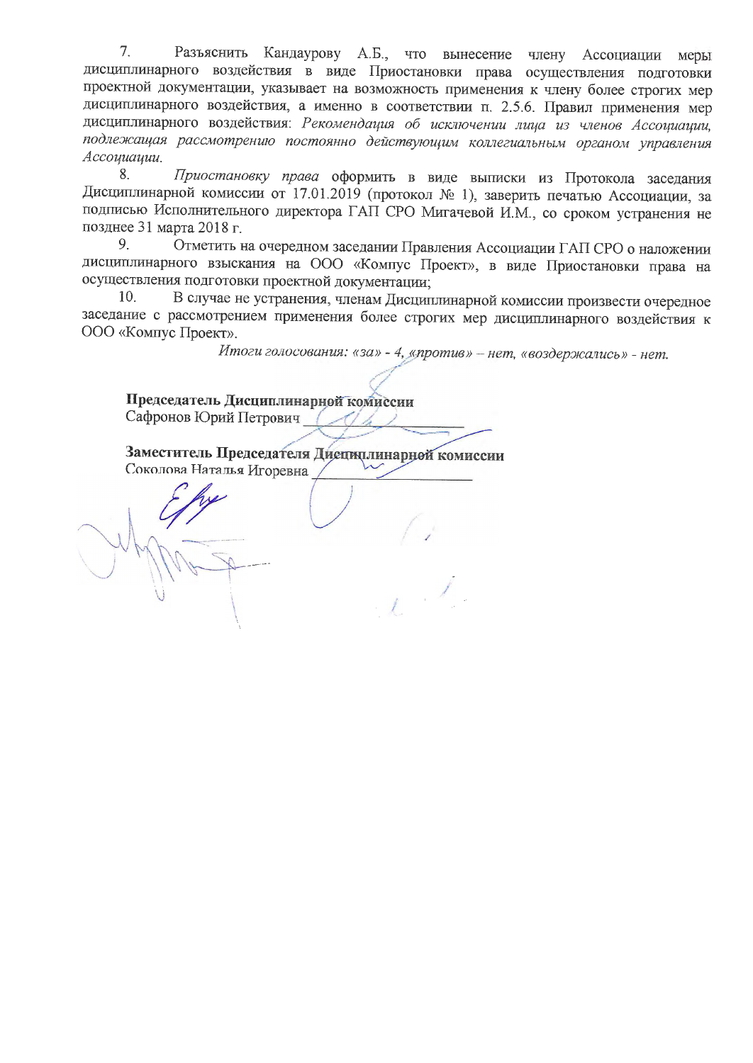7. Разъяснить Кандаурову А.Б., что вынесение члену Ассоциации меры дисциплинарного воздействия в виде Приостановки права осуществления подготовки проектной документации, указывает на возможность применения к члену более строгих мер дисциплинарного воздействия, а именно в соответствии п. 2.5.6. Правил применения мер дисциплинарного воздействия: *Рекомендация об исключении лица из членов Ассоциации, подлежащая рассмотрению постоянно действующим коллегиальным органом управления Ассоциации.*

8. *Приостановку права* оформить в виде выписки из Протокола заседания Дисциплинарной комиссии от 17.01.2019 (протокол № 1), заверить печатью Ассоциации, за подписью Исполнительного директора ГАП СРО Мигачевой И.М., со сроком устранения не позднее 31 марта 2018 г.

9. Отметить на очередном заседании Правления Ассоциации ГАП СРО о наложении дисциплинарного взыскания на ООО «Компус Проект», в виде Приостановки права на осуществления подготовки проектной документации;

10. В случае не устранения, членам Дисциплинарной комиссии произвести очередное заседание с рассмотрением применения более строгих мер дисциплинарного воздействия к ООО «Компус Проект».

*Итоги голосования: «за» - 4, «против» – нет, «воздержались» - нет.*

**Председатель Дисциплинарной комиссии**
Сафронов Юрий Петрович ____________________

**Заместитель Председателя Дисциплинарной комиссии**
Соколова Наталья Игоревна ____________________